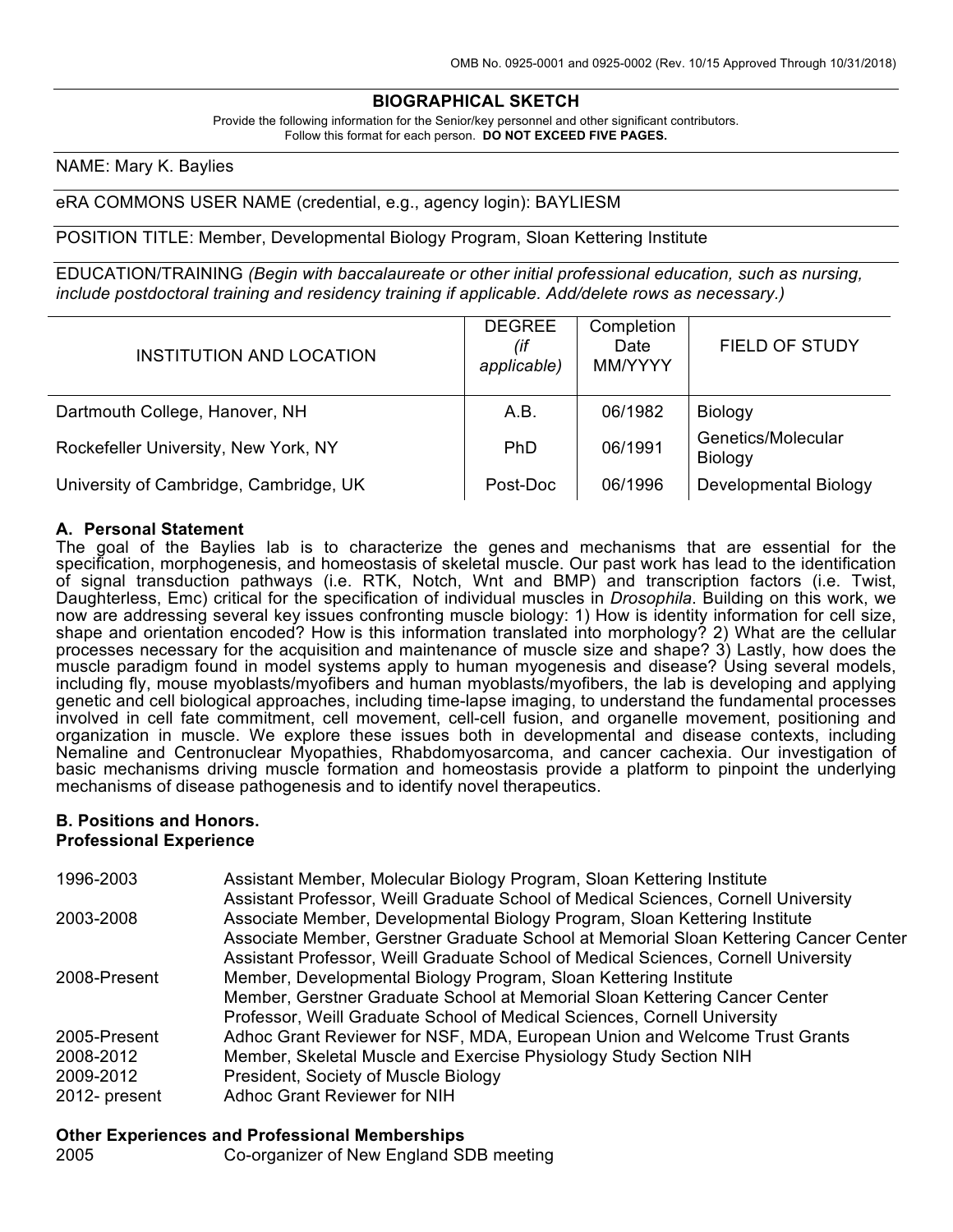OMB No. 0925-0001 and 0925-0002 (Rev. 10/15 Approved Through 10/31/2018)

# BIOGRAPHICAL SKETCH

Provide the following information for the Senior/key personnel and other significant contributors.
Follow this format for each person. **DO NOT EXCEED FIVE PAGES.**

NAME: Mary K. Baylies

eRA COMMONS USER NAME (credential, e.g., agency login): BAYLIESM

POSITION TITLE: Member, Developmental Biology Program, Sloan Kettering Institute

EDUCATION/TRAINING *(Begin with baccalaureate or other initial professional education, such as nursing, include postdoctoral training and residency training if applicable. Add/delete rows as necessary.)*

| INSTITUTION AND LOCATION | DEGREE *(if applicable)* | Completion Date MM/YYYY | FIELD OF STUDY |
|---|---|---|---|
| Dartmouth College, Hanover, NH | A.B. | 06/1982 | Biology |
| Rockefeller University, New York, NY | PhD | 06/1991 | Genetics/Molecular Biology |
| University of Cambridge, Cambridge, UK | Post-Doc | 06/1996 | Developmental Biology |

## A. Personal Statement

The goal of the Baylies lab is to characterize the genes and mechanisms that are essential for the specification, morphogenesis, and homeostasis of skeletal muscle. Our past work has lead to the identification of signal transduction pathways (i.e. RTK, Notch, Wnt and BMP) and transcription factors (i.e. Twist, Daughterless, Emc) critical for the specification of individual muscles in *Drosophila*. Building on this work, we now are addressing several key issues confronting muscle biology: 1) How is identity information for cell size, shape and orientation encoded? How is this information translated into morphology? 2) What are the cellular processes necessary for the acquisition and maintenance of muscle size and shape? 3) Lastly, how does the muscle paradigm found in model systems apply to human myogenesis and disease? Using several models, including fly, mouse myoblasts/myofibers and human myoblasts/myofibers, the lab is developing and applying genetic and cell biological approaches, including time-lapse imaging, to understand the fundamental processes involved in cell fate commitment, cell movement, cell-cell fusion, and organelle movement, positioning and organization in muscle. We explore these issues both in developmental and disease contexts, including Nemaline and Centronuclear Myopathies, Rhabdomyosarcoma, and cancer cachexia. Our investigation of basic mechanisms driving muscle formation and homeostasis provide a platform to pinpoint the underlying mechanisms of disease pathogenesis and to identify novel therapeutics.

## B. Positions and Honors.

### Professional Experience

| | |
|---|---|
| 1996-2003 | Assistant Member, Molecular Biology Program, Sloan Kettering Institute<br>Assistant Professor, Weill Graduate School of Medical Sciences, Cornell University |
| 2003-2008 | Associate Member, Developmental Biology Program, Sloan Kettering Institute<br>Associate Member, Gerstner Graduate School at Memorial Sloan Kettering Cancer Center<br>Assistant Professor, Weill Graduate School of Medical Sciences, Cornell University |
| 2008-Present | Member, Developmental Biology Program, Sloan Kettering Institute<br>Member, Gerstner Graduate School at Memorial Sloan Kettering Cancer Center<br>Professor, Weill Graduate School of Medical Sciences, Cornell University |
| 2005-Present | Adhoc Grant Reviewer for NSF, MDA, European Union and Welcome Trust Grants |
| 2008-2012 | Member, Skeletal Muscle and Exercise Physiology Study Section NIH |
| 2009-2012 | President, Society of Muscle Biology |
| 2012- present | Adhoc Grant Reviewer for NIH |

### Other Experiences and Professional Memberships

| | |
|---|---|
| 2005 | Co-organizer of New England SDB meeting |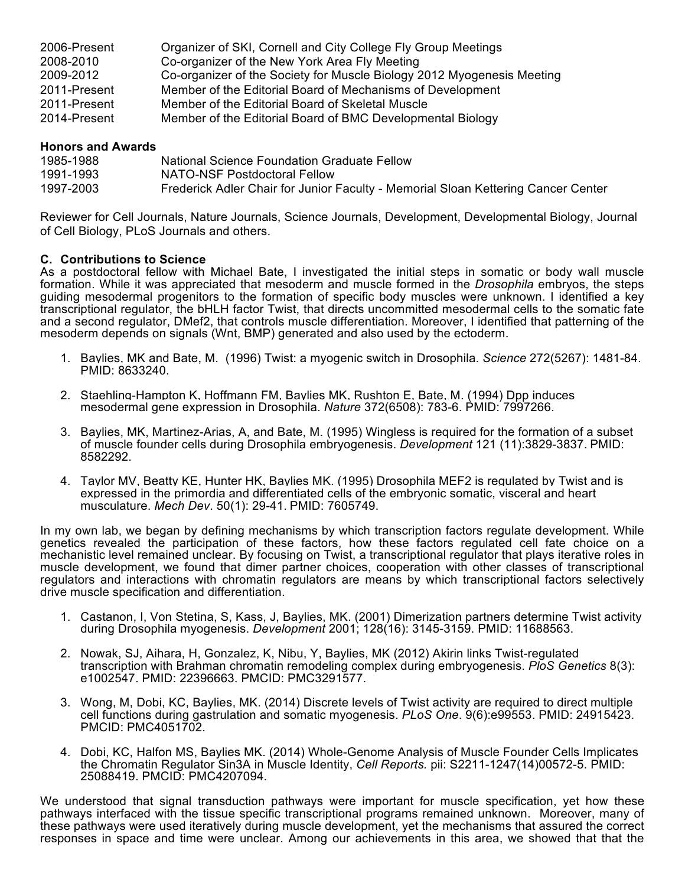| | |
|---|---|
| 2006-Present | Organizer of SKI, Cornell and City College Fly Group Meetings |
| 2008-2010 | Co-organizer of the New York Area Fly Meeting |
| 2009-2012 | Co-organizer of the Society for Muscle Biology 2012 Myogenesis Meeting |
| 2011-Present | Member of the Editorial Board of Mechanisms of Development |
| 2011-Present | Member of the Editorial Board of Skeletal Muscle |
| 2014-Present | Member of the Editorial Board of BMC Developmental Biology |

**Honors and Awards**

| | |
|---|---|
| 1985-1988 | National Science Foundation Graduate Fellow |
| 1991-1993 | NATO-NSF Postdoctoral Fellow |
| 1997-2003 | Frederick Adler Chair for Junior Faculty - Memorial Sloan Kettering Cancer Center |

Reviewer for Cell Journals, Nature Journals, Science Journals, Development, Developmental Biology, Journal of Cell Biology, PLoS Journals and others.

### C. Contributions to Science

As a postdoctoral fellow with Michael Bate, I investigated the initial steps in somatic or body wall muscle formation. While it was appreciated that mesoderm and muscle formed in the *Drosophila* embryos, the steps guiding mesodermal progenitors to the formation of specific body muscles were unknown. I identified a key transcriptional regulator, the bHLH factor Twist, that directs uncommitted mesodermal cells to the somatic fate and a second regulator, DMef2, that controls muscle differentiation. Moreover, I identified that patterning of the mesoderm depends on signals (Wnt, BMP) generated and also used by the ectoderm.

1. Baylies, MK and Bate, M. (1996) Twist: a myogenic switch in Drosophila. *Science* 272(5267): 1481-84. PMID: 8633240.
2. Staehling-Hampton K, Hoffmann FM, Baylies MK, Rushton E, Bate, M. (1994) Dpp induces mesodermal gene expression in Drosophila. *Nature* 372(6508): 783-6. PMID: 7997266.
3. Baylies, MK, Martinez-Arias, A, and Bate, M. (1995) Wingless is required for the formation of a subset of muscle founder cells during Drosophila embryogenesis. *Development* 121 (11):3829-3837. PMID: 8582292.
4. Taylor MV, Beatty KE, Hunter HK, Baylies MK. (1995) Drosophila MEF2 is regulated by Twist and is expressed in the primordia and differentiated cells of the embryonic somatic, visceral and heart musculature. *Mech Dev*. 50(1): 29-41. PMID: 7605749.

In my own lab, we began by defining mechanisms by which transcription factors regulate development. While genetics revealed the participation of these factors, how these factors regulated cell fate choice on a mechanistic level remained unclear. By focusing on Twist, a transcriptional regulator that plays iterative roles in muscle development, we found that dimer partner choices, cooperation with other classes of transcriptional regulators and interactions with chromatin regulators are means by which transcriptional factors selectively drive muscle specification and differentiation.

1. Castanon, I, Von Stetina, S, Kass, J, Baylies, MK. (2001) Dimerization partners determine Twist activity during Drosophila myogenesis. *Development* 2001; 128(16): 3145-3159. PMID: 11688563.
2. Nowak, SJ, Aihara, H, Gonzalez, K, Nibu, Y, Baylies, MK (2012) Akirin links Twist-regulated transcription with Brahman chromatin remodeling complex during embryogenesis. *PloS Genetics* 8(3): e1002547. PMID: 22396663. PMCID: PMC3291577.
3. Wong, M, Dobi, KC, Baylies, MK. (2014) Discrete levels of Twist activity are required to direct multiple cell functions during gastrulation and somatic myogenesis. *PLoS One*. 9(6):e99553. PMID: 24915423. PMCID: PMC4051702.
4. Dobi, KC, Halfon MS, Baylies MK. (2014) Whole-Genome Analysis of Muscle Founder Cells Implicates the Chromatin Regulator Sin3A in Muscle Identity, *Cell Reports.* pii: S2211-1247(14)00572-5. PMID: 25088419. PMCID: PMC4207094.

We understood that signal transduction pathways were important for muscle specification, yet how these pathways interfaced with the tissue specific transcriptional programs remained unknown. Moreover, many of these pathways were used iteratively during muscle development, yet the mechanisms that assured the correct responses in space and time were unclear. Among our achievements in this area, we showed that that the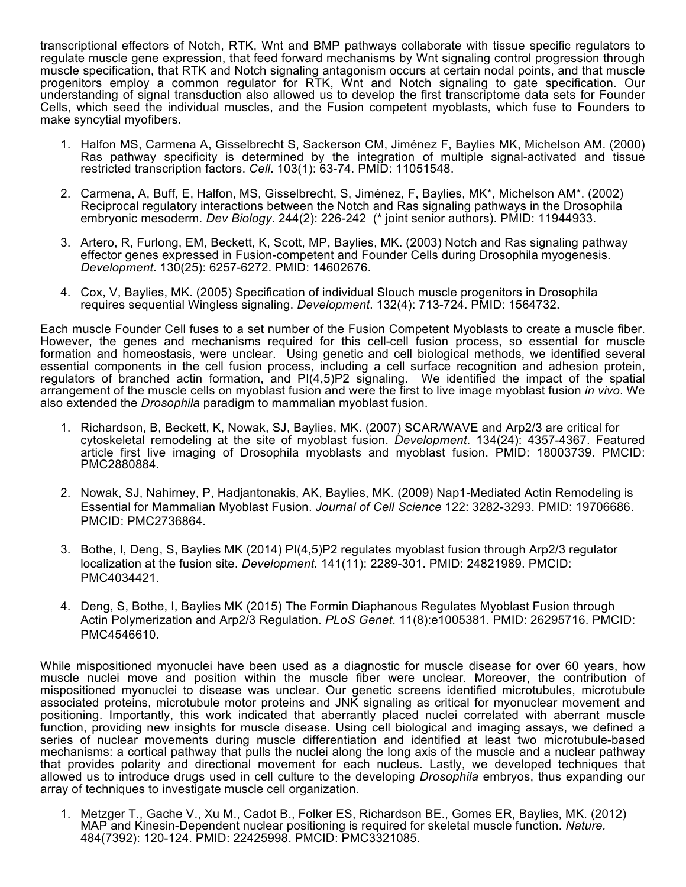transcriptional effectors of Notch, RTK, Wnt and BMP pathways collaborate with tissue specific regulators to regulate muscle gene expression, that feed forward mechanisms by Wnt signaling control progression through muscle specification, that RTK and Notch signaling antagonism occurs at certain nodal points, and that muscle progenitors employ a common regulator for RTK, Wnt and Notch signaling to gate specification. Our understanding of signal transduction also allowed us to develop the first transcriptome data sets for Founder Cells, which seed the individual muscles, and the Fusion competent myoblasts, which fuse to Founders to make syncytial myofibers.

1. Halfon MS, Carmena A, Gisselbrecht S, Sackerson CM, Jiménez F, Baylies MK, Michelson AM. (2000) Ras pathway specificity is determined by the integration of multiple signal-activated and tissue restricted transcription factors. *Cell*. 103(1): 63-74. PMID: 11051548.

2. Carmena, A, Buff, E, Halfon, MS, Gisselbrecht, S, Jiménez, F, Baylies, MK*, Michelson AM*. (2002) Reciprocal regulatory interactions between the Notch and Ras signaling pathways in the Drosophila embryonic mesoderm. *Dev Biology*. 244(2): 226-242 (* joint senior authors). PMID: 11944933.

3. Artero, R, Furlong, EM, Beckett, K, Scott, MP, Baylies, MK. (2003) Notch and Ras signaling pathway effector genes expressed in Fusion-competent and Founder Cells during Drosophila myogenesis. *Development*. 130(25): 6257-6272. PMID: 14602676.

4. Cox, V, Baylies, MK. (2005) Specification of individual Slouch muscle progenitors in Drosophila requires sequential Wingless signaling. *Development*. 132(4): 713-724. PMID: 1564732.

Each muscle Founder Cell fuses to a set number of the Fusion Competent Myoblasts to create a muscle fiber. However, the genes and mechanisms required for this cell-cell fusion process, so essential for muscle formation and homeostasis, were unclear. Using genetic and cell biological methods, we identified several essential components in the cell fusion process, including a cell surface recognition and adhesion protein, regulators of branched actin formation, and PI(4,5)P2 signaling. We identified the impact of the spatial arrangement of the muscle cells on myoblast fusion and were the first to live image myoblast fusion *in vivo*. We also extended the *Drosophila* paradigm to mammalian myoblast fusion.

1. Richardson, B, Beckett, K, Nowak, SJ, Baylies, MK. (2007) SCAR/WAVE and Arp2/3 are critical for cytoskeletal remodeling at the site of myoblast fusion. *Development*. 134(24): 4357-4367. Featured article first live imaging of Drosophila myoblasts and myoblast fusion. PMID: 18003739. PMCID: PMC2880884.

2. Nowak, SJ, Nahirney, P, Hadjantonakis, AK, Baylies, MK. (2009) Nap1-Mediated Actin Remodeling is Essential for Mammalian Myoblast Fusion. *Journal of Cell Science* 122: 3282-3293. PMID: 19706686. PMCID: PMC2736864.

3. Bothe, I, Deng, S, Baylies MK (2014) PI(4,5)P2 regulates myoblast fusion through Arp2/3 regulator localization at the fusion site. *Development.* 141(11): 2289-301. PMID: 24821989. PMCID: PMC4034421.

4. Deng, S, Bothe, I, Baylies MK (2015) The Formin Diaphanous Regulates Myoblast Fusion through Actin Polymerization and Arp2/3 Regulation. *PLoS Genet*. 11(8):e1005381. PMID: 26295716. PMCID: PMC4546610.

While mispositioned myonuclei have been used as a diagnostic for muscle disease for over 60 years, how muscle nuclei move and position within the muscle fiber were unclear. Moreover, the contribution of mispositioned myonuclei to disease was unclear. Our genetic screens identified microtubules, microtubule associated proteins, microtubule motor proteins and JNK signaling as critical for myonuclear movement and positioning. Importantly, this work indicated that aberrantly placed nuclei correlated with aberrant muscle function, providing new insights for muscle disease. Using cell biological and imaging assays, we defined a series of nuclear movements during muscle differentiation and identified at least two microtubule-based mechanisms: a cortical pathway that pulls the nuclei along the long axis of the muscle and a nuclear pathway that provides polarity and directional movement for each nucleus. Lastly, we developed techniques that allowed us to introduce drugs used in cell culture to the developing *Drosophila* embryos, thus expanding our array of techniques to investigate muscle cell organization.

1. Metzger T., Gache V., Xu M., Cadot B., Folker ES, Richardson BE., Gomes ER, Baylies, MK. (2012) MAP and Kinesin-Dependent nuclear positioning is required for skeletal muscle function. *Nature.* 484(7392): 120-124. PMID: 22425998. PMCID: PMC3321085.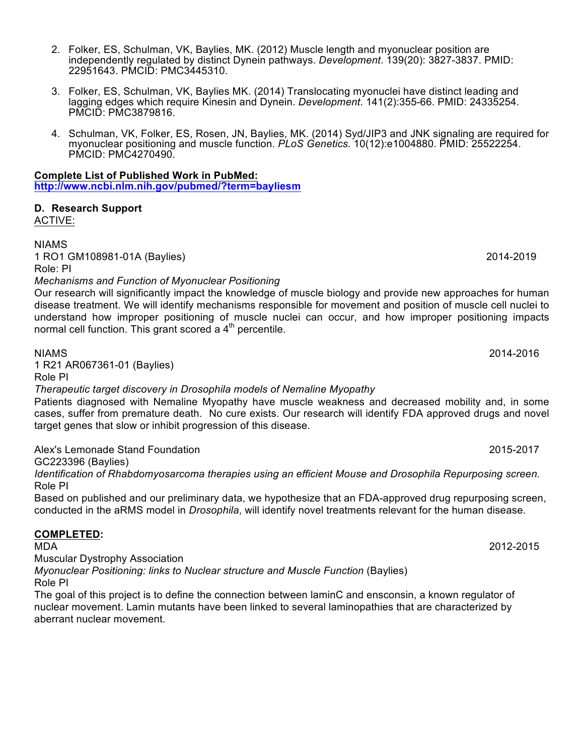2. Folker, ES, Schulman, VK, Baylies, MK. (2012) Muscle length and myonuclear position are independently regulated by distinct Dynein pathways. *Development*. 139(20): 3827-3837. PMID: 22951643. PMCID: PMC3445310.

3. Folker, ES, Schulman, VK, Baylies MK. (2014) Translocating myonuclei have distinct leading and lagging edges which require Kinesin and Dynein. *Development*. 141(2):355-66. PMID: 24335254. PMCID: PMC3879816.

4. Schulman, VK, Folker, ES, Rosen, JN, Baylies, MK. (2014) Syd/JIP3 and JNK signaling are required for myonuclear positioning and muscle function. *PLoS Genetics*. 10(12):e1004880. PMID: 25522254. PMCID: PMC4270490.

**Complete List of Published Work in PubMed:**
**http://www.ncbi.nlm.nih.gov/pubmed/?term=bayliesm**

**D. Research Support**

ACTIVE:

NIAMS 2014-2019
1 RO1 GM108981-01A (Baylies)
Role: PI
*Mechanisms and Function of Myonuclear Positioning*
Our research will significantly impact the knowledge of muscle biology and provide new approaches for human disease treatment. We will identify mechanisms responsible for movement and position of muscle cell nuclei to understand how improper positioning of muscle nuclei can occur, and how improper positioning impacts normal cell function. This grant scored a 4$^{th}$ percentile.

NIAMS 2014-2016
1 R21 AR067361-01 (Baylies)
Role PI
*Therapeutic target discovery in Drosophila models of Nemaline Myopathy*
Patients diagnosed with Nemaline Myopathy have muscle weakness and decreased mobility and, in some cases, suffer from premature death. No cure exists. Our research will identify FDA approved drugs and novel target genes that slow or inhibit progression of this disease.

Alex's Lemonade Stand Foundation 2015-2017
GC223396 (Baylies)
*Identification of Rhabdomyosarcoma therapies using an efficient Mouse and Drosophila Repurposing screen.*
Role PI
Based on published and our preliminary data, we hypothesize that an FDA-approved drug repurposing screen, conducted in the aRMS model in *Drosophila*, will identify novel treatments relevant for the human disease.

**COMPLETED:**

MDA 2012-2015
Muscular Dystrophy Association
*Myonuclear Positioning: links to Nuclear structure and Muscle Function* (Baylies)
Role PI
The goal of this project is to define the connection between laminC and ensconsin, a known regulator of nuclear movement. Lamin mutants have been linked to several laminopathies that are characterized by aberrant nuclear movement.